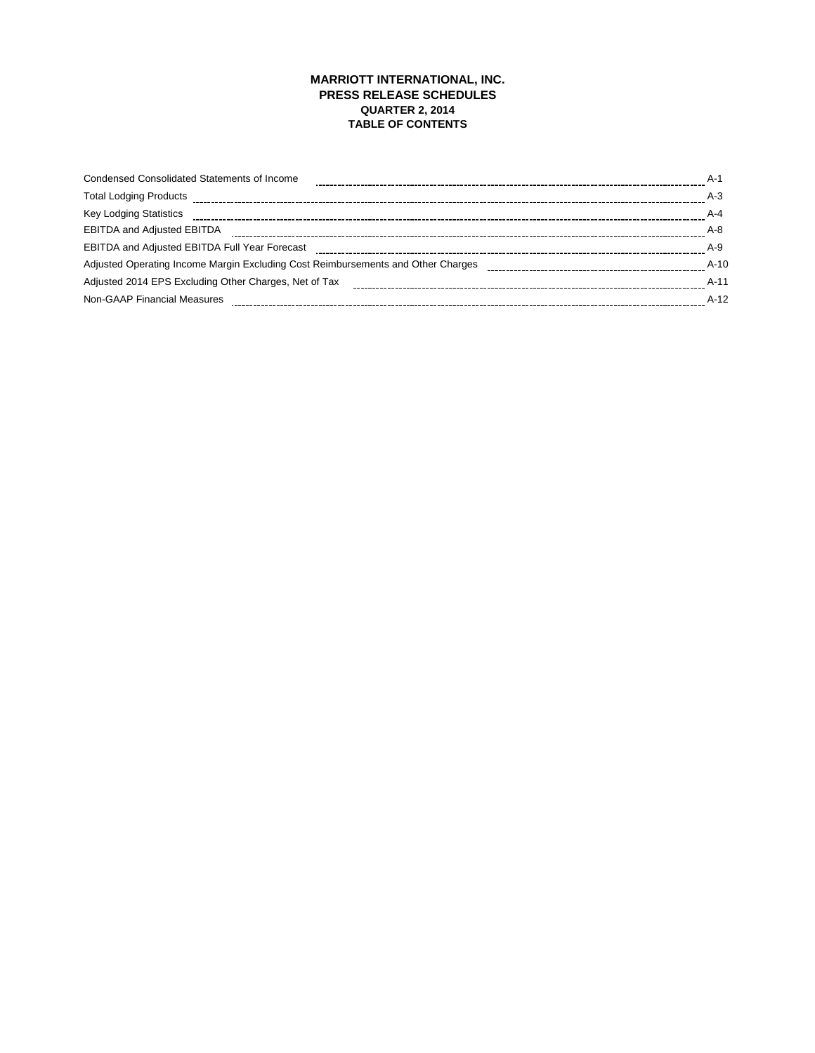# MARRIOTT INTERNATIONAL, INC.
## PRESS RELEASE SCHEDULES
### QUARTER 2, 2014
### TABLE OF CONTENTS

| | |
|---|---|
| Condensed Consolidated Statements of Income | A-1 |
| Total Lodging Products | A-3 |
| Key Lodging Statistics | A-4 |
| EBITDA and Adjusted EBITDA | A-8 |
| EBITDA and Adjusted EBITDA Full Year Forecast | A-9 |
| Adjusted Operating Income Margin Excluding Cost Reimbursements and Other Charges | A-10 |
| Adjusted 2014 EPS Excluding Other Charges, Net of Tax | A-11 |
| Non-GAAP Financial Measures | A-12 |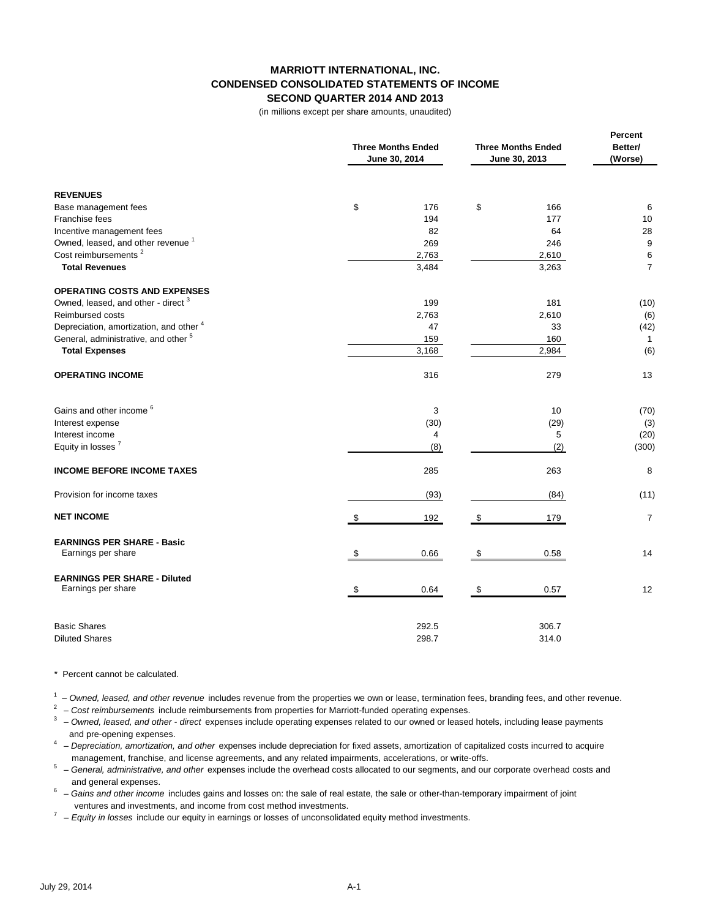# MARRIOTT INTERNATIONAL, INC.
## CONDENSED CONSOLIDATED STATEMENTS OF INCOME
### SECOND QUARTER 2014 AND 2013

(in millions except per share amounts, unaudited)

| | Three Months Ended June 30, 2014 | Three Months Ended June 30, 2013 | Percent Better/ (Worse) |
|---|---|---|---|
| **REVENUES** | | | |
| Base management fees | $ 176 | $ 166 | 6 |
| Franchise fees | 194 | 177 | 10 |
| Incentive management fees | 82 | 64 | 28 |
| Owned, leased, and other revenue [1] | 269 | 246 | 9 |
| Cost reimbursements [2] | 2,763 | 2,610 | 6 |
| **Total Revenues** | 3,484 | 3,263 | 7 |
| **OPERATING COSTS AND EXPENSES** | | | |
| Owned, leased, and other - direct [3] | 199 | 181 | (10) |
| Reimbursed costs | 2,763 | 2,610 | (6) |
| Depreciation, amortization, and other [4] | 47 | 33 | (42) |
| General, administrative, and other [5] | 159 | 160 | 1 |
| **Total Expenses** | 3,168 | 2,984 | (6) |
| **OPERATING INCOME** | 316 | 279 | 13 |
| Gains and other income [6] | 3 | 10 | (70) |
| Interest expense | (30) | (29) | (3) |
| Interest income | 4 | 5 | (20) |
| Equity in losses [7] | (8) | (2) | (300) |
| **INCOME BEFORE INCOME TAXES** | 285 | 263 | 8 |
| Provision for income taxes | (93) | (84) | (11) |
| **NET INCOME** | $ 192 | $ 179 | 7 |
| **EARNINGS PER SHARE - Basic** | | | |
| Earnings per share | $ 0.66 | $ 0.58 | 14 |
| **EARNINGS PER SHARE - Diluted** | | | |
| Earnings per share | $ 0.64 | $ 0.57 | 12 |
| Basic Shares | 292.5 | 306.7 | |
| Diluted Shares | 298.7 | 314.0 | |

\* Percent cannot be calculated.

[1] – *Owned, leased, and other revenue* includes revenue from the properties we own or lease, termination fees, branding fees, and other revenue.

[2] – *Cost reimbursements* include reimbursements from properties for Marriott-funded operating expenses.

[3] – *Owned, leased, and other - direct* expenses include operating expenses related to our owned or leased hotels, including lease payments and pre-opening expenses.

[4] – *Depreciation, amortization, and other* expenses include depreciation for fixed assets, amortization of capitalized costs incurred to acquire management, franchise, and license agreements, and any related impairments, accelerations, or write-offs.

[5] – *General, administrative, and other* expenses include the overhead costs allocated to our segments, and our corporate overhead costs and and general expenses.

[6] – *Gains and other income* includes gains and losses on: the sale of real estate, the sale or other-than-temporary impairment of joint ventures and investments, and income from cost method investments.

[7] – *Equity in losses* include our equity in earnings or losses of unconsolidated equity method investments.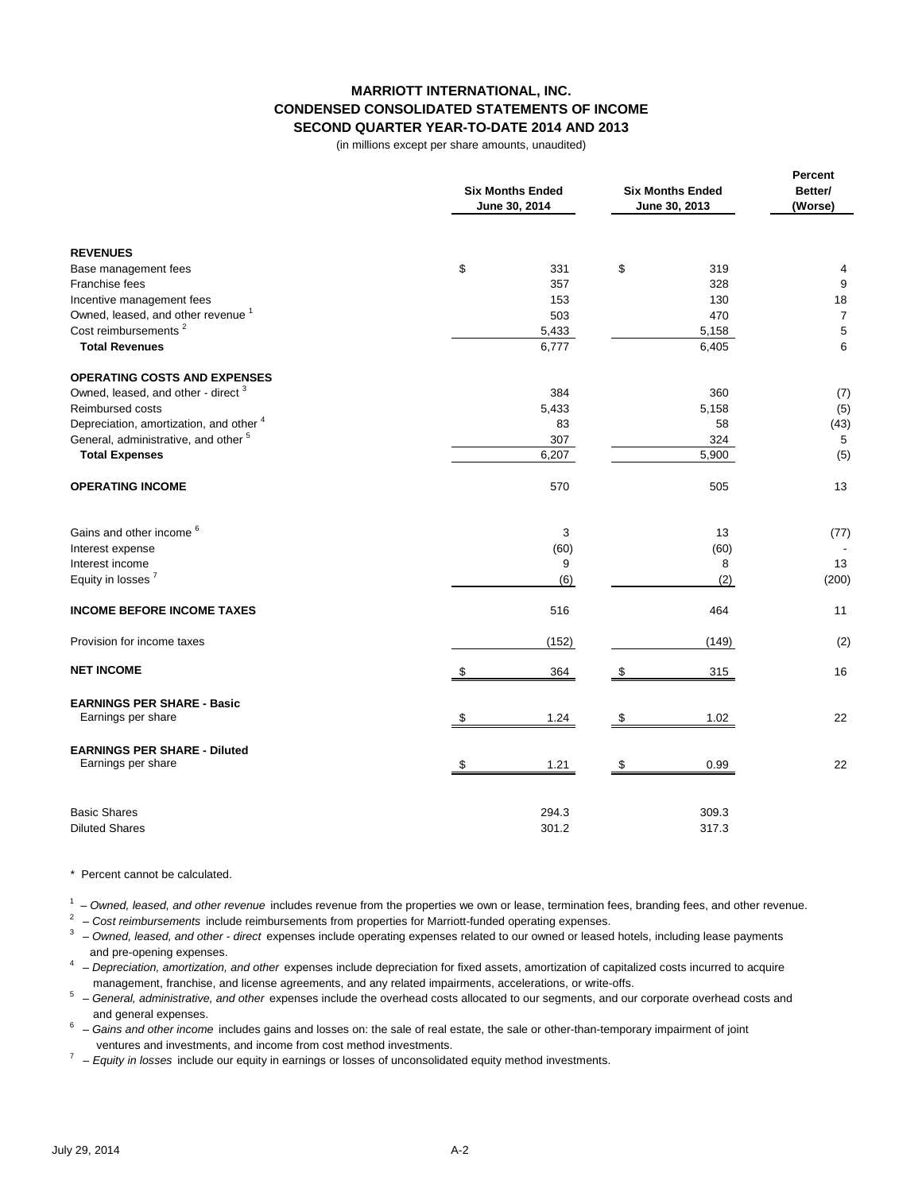# MARRIOTT INTERNATIONAL, INC.
## CONDENSED CONSOLIDATED STATEMENTS OF INCOME
### SECOND QUARTER YEAR-TO-DATE 2014 AND 2013

(in millions except per share amounts, unaudited)

| | Six Months Ended June 30, 2014 | Six Months Ended June 30, 2013 | Percent Better/ (Worse) |
|---|---|---|---|
| **REVENUES** | | | |
| Base management fees | $ 331 | $ 319 | 4 |
| Franchise fees | 357 | 328 | 9 |
| Incentive management fees | 153 | 130 | 18 |
| Owned, leased, and other revenue [1] | 503 | 470 | 7 |
| Cost reimbursements [2] | 5,433 | 5,158 | 5 |
| **Total Revenues** | 6,777 | 6,405 | 6 |
| **OPERATING COSTS AND EXPENSES** | | | |
| Owned, leased, and other - direct [3] | 384 | 360 | (7) |
| Reimbursed costs | 5,433 | 5,158 | (5) |
| Depreciation, amortization, and other [4] | 83 | 58 | (43) |
| General, administrative, and other [5] | 307 | 324 | 5 |
| **Total Expenses** | 6,207 | 5,900 | (5) |
| **OPERATING INCOME** | 570 | 505 | 13 |
| Gains and other income [6] | 3 | 13 | (77) |
| Interest expense | (60) | (60) | - |
| Interest income | 9 | 8 | 13 |
| Equity in losses [7] | (6) | (2) | (200) |
| **INCOME BEFORE INCOME TAXES** | 516 | 464 | 11 |
| Provision for income taxes | (152) | (149) | (2) |
| **NET INCOME** | $ 364 | $ 315 | 16 |
| **EARNINGS PER SHARE - Basic** | | | |
| Earnings per share | $ 1.24 | $ 1.02 | 22 |
| **EARNINGS PER SHARE - Diluted** | | | |
| Earnings per share | $ 1.21 | $ 0.99 | 22 |
| Basic Shares | 294.3 | 309.3 | |
| Diluted Shares | 301.2 | 317.3 | |

\* Percent cannot be calculated.

[1] – *Owned, leased, and other revenue* includes revenue from the properties we own or lease, termination fees, branding fees, and other revenue.

[2] – *Cost reimbursements* include reimbursements from properties for Marriott-funded operating expenses.

[3] – *Owned, leased, and other - direct* expenses include operating expenses related to our owned or leased hotels, including lease payments and pre-opening expenses.

[4] – *Depreciation, amortization, and other* expenses include depreciation for fixed assets, amortization of capitalized costs incurred to acquire management, franchise, and license agreements, and any related impairments, accelerations, or write-offs.

[5] – *General, administrative, and other* expenses include the overhead costs allocated to our segments, and our corporate overhead costs and and general expenses.

[6] – *Gains and other income* includes gains and losses on: the sale of real estate, the sale or other-than-temporary impairment of joint ventures and investments, and income from cost method investments.

[7] – *Equity in losses* include our equity in earnings or losses of unconsolidated equity method investments.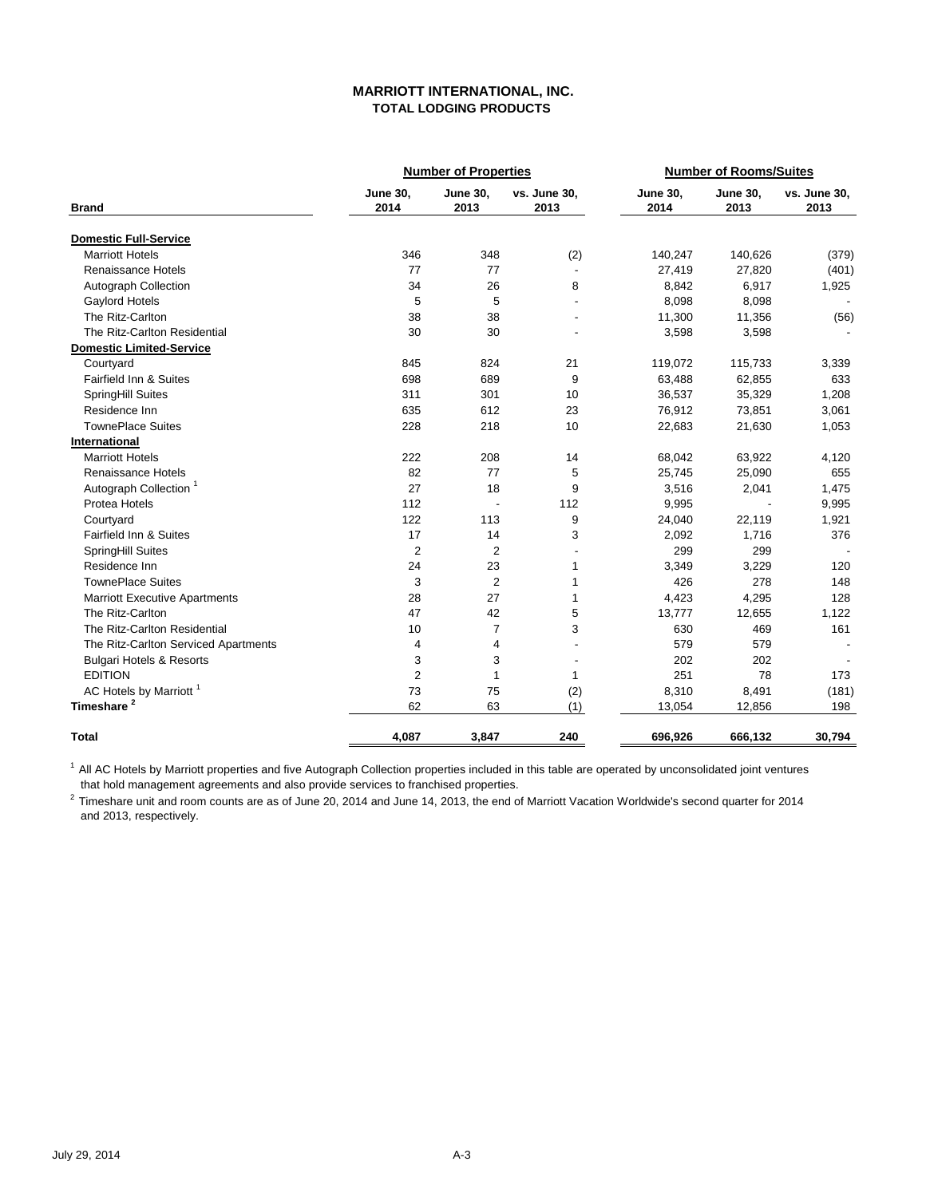# MARRIOTT INTERNATIONAL, INC.
## TOTAL LODGING PRODUCTS

| Brand | Number of Properties | | | Number of Rooms/Suites | | |
|---|---|---|---|---|---|---|
| | June 30, 2014 | June 30, 2013 | vs. June 30, 2013 | June 30, 2014 | June 30, 2013 | vs. June 30, 2013 |
| **Domestic Full-Service** | | | | | | |
| Marriott Hotels | 346 | 348 | (2) | 140,247 | 140,626 | (379) |
| Renaissance Hotels | 77 | 77 | - | 27,419 | 27,820 | (401) |
| Autograph Collection | 34 | 26 | 8 | 8,842 | 6,917 | 1,925 |
| Gaylord Hotels | 5 | 5 | - | 8,098 | 8,098 | - |
| The Ritz-Carlton | 38 | 38 | - | 11,300 | 11,356 | (56) |
| The Ritz-Carlton Residential | 30 | 30 | - | 3,598 | 3,598 | - |
| **Domestic Limited-Service** | | | | | | |
| Courtyard | 845 | 824 | 21 | 119,072 | 115,733 | 3,339 |
| Fairfield Inn & Suites | 698 | 689 | 9 | 63,488 | 62,855 | 633 |
| SpringHill Suites | 311 | 301 | 10 | 36,537 | 35,329 | 1,208 |
| Residence Inn | 635 | 612 | 23 | 76,912 | 73,851 | 3,061 |
| TownePlace Suites | 228 | 218 | 10 | 22,683 | 21,630 | 1,053 |
| **International** | | | | | | |
| Marriott Hotels | 222 | 208 | 14 | 68,042 | 63,922 | 4,120 |
| Renaissance Hotels | 82 | 77 | 5 | 25,745 | 25,090 | 655 |
| Autograph Collection [1] | 27 | 18 | 9 | 3,516 | 2,041 | 1,475 |
| Protea Hotels | 112 | - | 112 | 9,995 | - | 9,995 |
| Courtyard | 122 | 113 | 9 | 24,040 | 22,119 | 1,921 |
| Fairfield Inn & Suites | 17 | 14 | 3 | 2,092 | 1,716 | 376 |
| SpringHill Suites | 2 | 2 | - | 299 | 299 | - |
| Residence Inn | 24 | 23 | 1 | 3,349 | 3,229 | 120 |
| TownePlace Suites | 3 | 2 | 1 | 426 | 278 | 148 |
| Marriott Executive Apartments | 28 | 27 | 1 | 4,423 | 4,295 | 128 |
| The Ritz-Carlton | 47 | 42 | 5 | 13,777 | 12,655 | 1,122 |
| The Ritz-Carlton Residential | 10 | 7 | 3 | 630 | 469 | 161 |
| The Ritz-Carlton Serviced Apartments | 4 | 4 | - | 579 | 579 | - |
| Bulgari Hotels & Resorts | 3 | 3 | - | 202 | 202 | - |
| EDITION | 2 | 1 | 1 | 251 | 78 | 173 |
| AC Hotels by Marriott [1] | 73 | 75 | (2) | 8,310 | 8,491 | (181) |
| **Timeshare [2]** | 62 | 63 | (1) | 13,054 | 12,856 | 198 |
| **Total** | **4,087** | **3,847** | **240** | **696,926** | **666,132** | **30,794** |

[1] All AC Hotels by Marriott properties and five Autograph Collection properties included in this table are operated by unconsolidated joint ventures that hold management agreements and also provide services to franchised properties.

[2] Timeshare unit and room counts are as of June 20, 2014 and June 14, 2013, the end of Marriott Vacation Worldwide's second quarter for 2014 and 2013, respectively.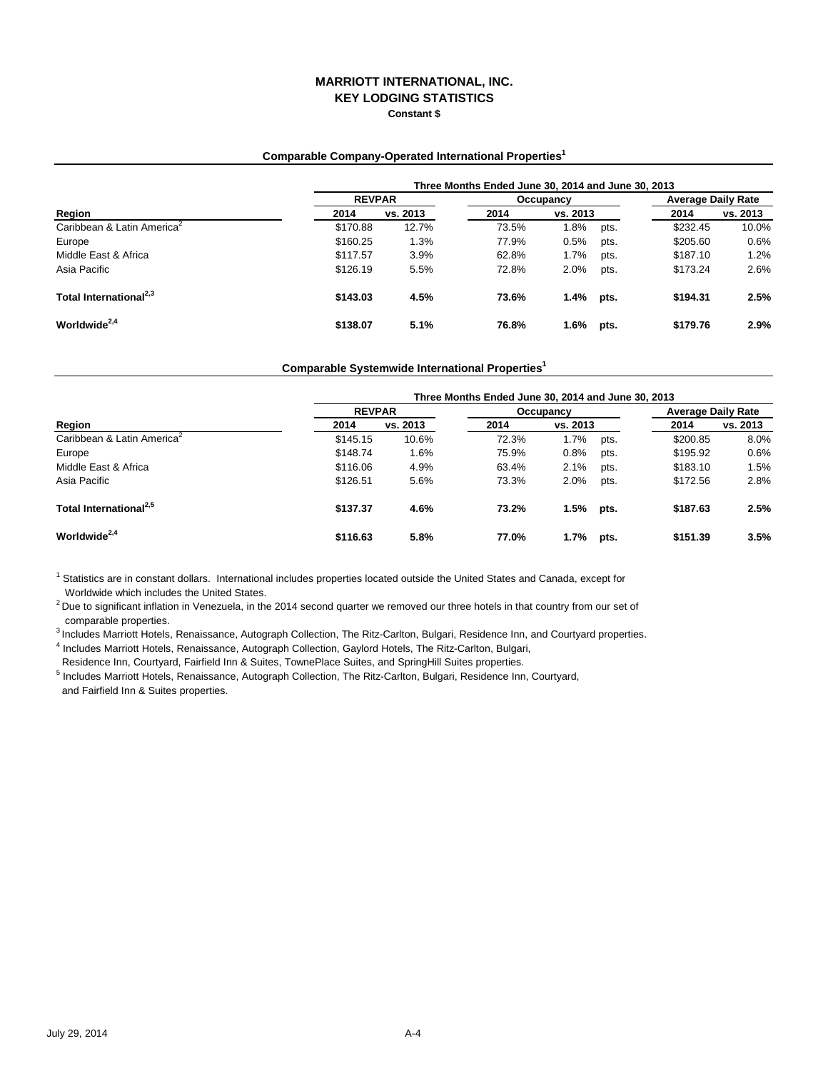# MARRIOTT INTERNATIONAL, INC.
## KEY LODGING STATISTICS
### Constant $

**Comparable Company-Operated International Properties[1]**

| | Three Months Ended June 30, 2014 and June 30, 2013 | | | | | | |
|---|---|---|---|---|---|---|---|
| | REVPAR | | Occupancy | | | Average Daily Rate | |
| **Region** | **2014** | **vs. 2013** | **2014** | **vs. 2013** | | **2014** | **vs. 2013** |
| Caribbean & Latin America[2] | $170.88 | 12.7% | 73.5% | 1.8% | pts. | $232.45 | 10.0% |
| Europe | $160.25 | 1.3% | 77.9% | 0.5% | pts. | $205.60 | 0.6% |
| Middle East & Africa | $117.57 | 3.9% | 62.8% | 1.7% | pts. | $187.10 | 1.2% |
| Asia Pacific | $126.19 | 5.5% | 72.8% | 2.0% | pts. | $173.24 | 2.6% |
| **Total International[2,3]** | **$143.03** | **4.5%** | **73.6%** | **1.4%** | **pts.** | **$194.31** | **2.5%** |
| **Worldwide[2,4]** | **$138.07** | **5.1%** | **76.8%** | **1.6%** | **pts.** | **$179.76** | **2.9%** |

**Comparable Systemwide International Properties[1]**

| | Three Months Ended June 30, 2014 and June 30, 2013 | | | | | | |
|---|---|---|---|---|---|---|---|
| | REVPAR | | Occupancy | | | Average Daily Rate | |
| **Region** | **2014** | **vs. 2013** | **2014** | **vs. 2013** | | **2014** | **vs. 2013** |
| Caribbean & Latin America[2] | $145.15 | 10.6% | 72.3% | 1.7% | pts. | $200.85 | 8.0% |
| Europe | $148.74 | 1.6% | 75.9% | 0.8% | pts. | $195.92 | 0.6% |
| Middle East & Africa | $116.06 | 4.9% | 63.4% | 2.1% | pts. | $183.10 | 1.5% |
| Asia Pacific | $126.51 | 5.6% | 73.3% | 2.0% | pts. | $172.56 | 2.8% |
| **Total International[2,5]** | **$137.37** | **4.6%** | **73.2%** | **1.5%** | **pts.** | **$187.63** | **2.5%** |
| **Worldwide[2,4]** | **$116.63** | **5.8%** | **77.0%** | **1.7%** | **pts.** | **$151.39** | **3.5%** |

[1] Statistics are in constant dollars. International includes properties located outside the United States and Canada, except for Worldwide which includes the United States.

[2] Due to significant inflation in Venezuela, in the 2014 second quarter we removed our three hotels in that country from our set of comparable properties.

[3] Includes Marriott Hotels, Renaissance, Autograph Collection, The Ritz-Carlton, Bulgari, Residence Inn, and Courtyard properties.

[4] Includes Marriott Hotels, Renaissance, Autograph Collection, Gaylord Hotels, The Ritz-Carlton, Bulgari, Residence Inn, Courtyard, Fairfield Inn & Suites, TownePlace Suites, and SpringHill Suites properties.

[5] Includes Marriott Hotels, Renaissance, Autograph Collection, The Ritz-Carlton, Bulgari, Residence Inn, Courtyard, and Fairfield Inn & Suites properties.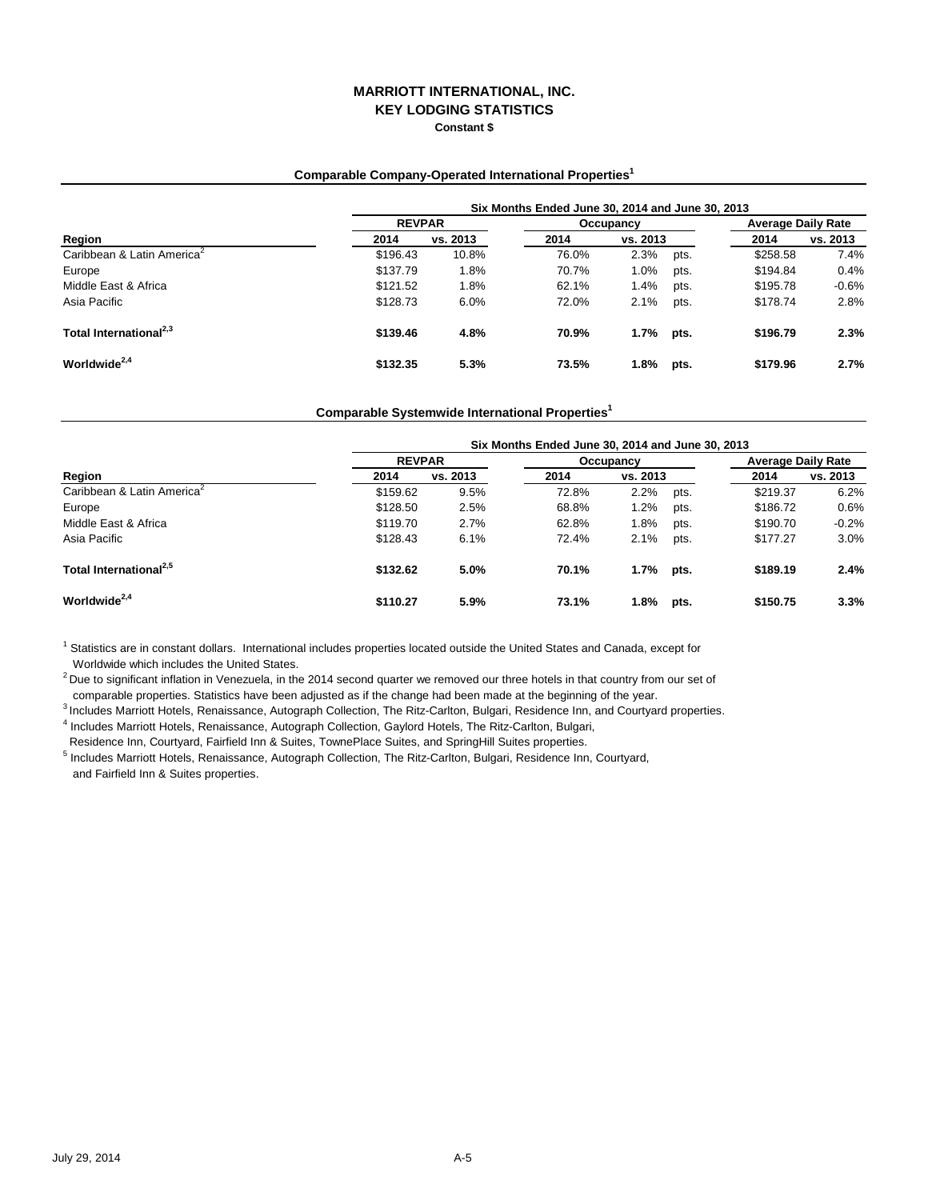# MARRIOTT INTERNATIONAL, INC.
## KEY LODGING STATISTICS
### Constant $

**Comparable Company-Operated International Properties[1]**

| | Six Months Ended June 30, 2014 and June 30, 2013 | | | | | | |
|---|---|---|---|---|---|---|---|
| | REVPAR | | Occupancy | | | Average Daily Rate | |
| Region | 2014 | vs. 2013 | 2014 | vs. 2013 | | 2014 | vs. 2013 |
| Caribbean & Latin America[2] | $196.43 | 10.8% | 76.0% | 2.3% | pts. | $258.58 | 7.4% |
| Europe | $137.79 | 1.8% | 70.7% | 1.0% | pts. | $194.84 | 0.4% |
| Middle East & Africa | $121.52 | 1.8% | 62.1% | 1.4% | pts. | $195.78 | -0.6% |
| Asia Pacific | $128.73 | 6.0% | 72.0% | 2.1% | pts. | $178.74 | 2.8% |
| **Total International[2,3]** | **$139.46** | **4.8%** | **70.9%** | **1.7%** | **pts.** | **$196.79** | **2.3%** |
| **Worldwide[2,4]** | **$132.35** | **5.3%** | **73.5%** | **1.8%** | **pts.** | **$179.96** | **2.7%** |

**Comparable Systemwide International Properties[1]**

| | Six Months Ended June 30, 2014 and June 30, 2013 | | | | | | |
|---|---|---|---|---|---|---|---|
| | REVPAR | | Occupancy | | | Average Daily Rate | |
| Region | 2014 | vs. 2013 | 2014 | vs. 2013 | | 2014 | vs. 2013 |
| Caribbean & Latin America[2] | $159.62 | 9.5% | 72.8% | 2.2% | pts. | $219.37 | 6.2% |
| Europe | $128.50 | 2.5% | 68.8% | 1.2% | pts. | $186.72 | 0.6% |
| Middle East & Africa | $119.70 | 2.7% | 62.8% | 1.8% | pts. | $190.70 | -0.2% |
| Asia Pacific | $128.43 | 6.1% | 72.4% | 2.1% | pts. | $177.27 | 3.0% |
| **Total International[2,5]** | **$132.62** | **5.0%** | **70.1%** | **1.7%** | **pts.** | **$189.19** | **2.4%** |
| **Worldwide[2,4]** | **$110.27** | **5.9%** | **73.1%** | **1.8%** | **pts.** | **$150.75** | **3.3%** |

[1] Statistics are in constant dollars. International includes properties located outside the United States and Canada, except for Worldwide which includes the United States.

[2] Due to significant inflation in Venezuela, in the 2014 second quarter we removed our three hotels in that country from our set of comparable properties. Statistics have been adjusted as if the change had been made at the beginning of the year.

[3] Includes Marriott Hotels, Renaissance, Autograph Collection, The Ritz-Carlton, Bulgari, Residence Inn, and Courtyard properties.

[4] Includes Marriott Hotels, Renaissance, Autograph Collection, Gaylord Hotels, The Ritz-Carlton, Bulgari, Residence Inn, Courtyard, Fairfield Inn & Suites, TownePlace Suites, and SpringHill Suites properties.

[5] Includes Marriott Hotels, Renaissance, Autograph Collection, The Ritz-Carlton, Bulgari, Residence Inn, Courtyard, and Fairfield Inn & Suites properties.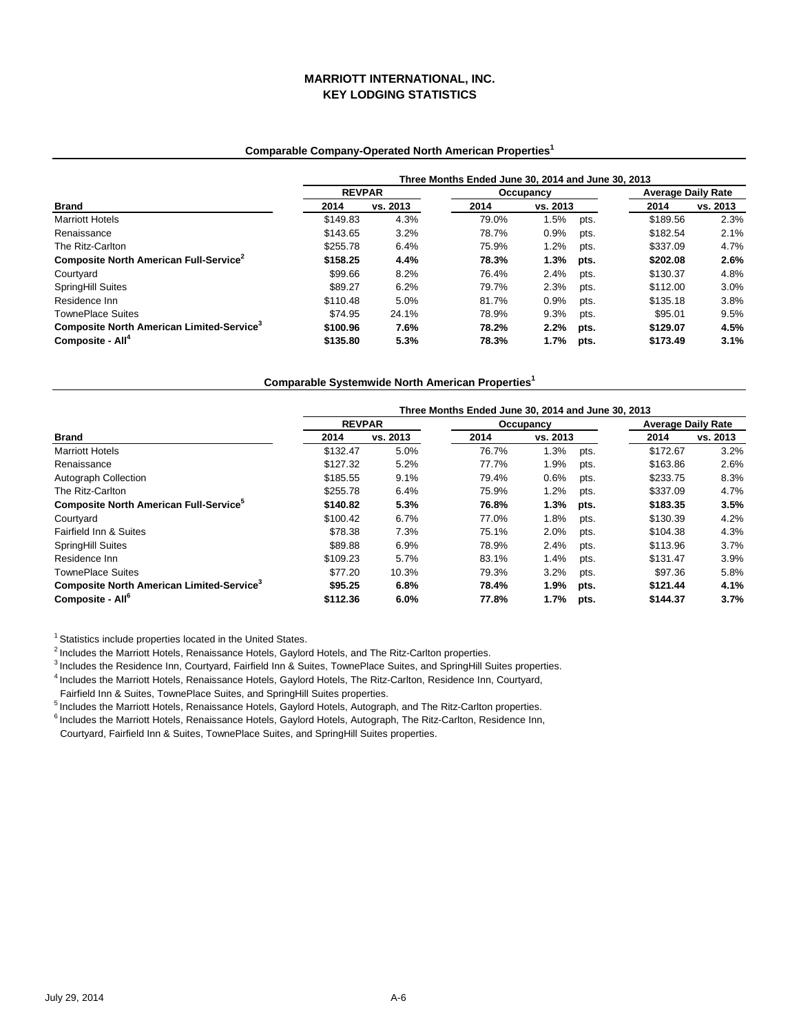# MARRIOTT INTERNATIONAL, INC.
## KEY LODGING STATISTICS

### Comparable Company-Operated North American Properties[1]

| | Three Months Ended June 30, 2014 and June 30, 2013 | | | | | | |
|---|---|---|---|---|---|---|---|
| | REVPAR | | Occupancy | | | Average Daily Rate | |
| **Brand** | **2014** | **vs. 2013** | **2014** | **vs. 2013** | | **2014** | **vs. 2013** |
| Marriott Hotels | $149.83 | 4.3% | 79.0% | 1.5% | pts. | $189.56 | 2.3% |
| Renaissance | $143.65 | 3.2% | 78.7% | 0.9% | pts. | $182.54 | 2.1% |
| The Ritz-Carlton | $255.78 | 6.4% | 75.9% | 1.2% | pts. | $337.09 | 4.7% |
| **Composite North American Full-Service[2]** | **$158.25** | **4.4%** | **78.3%** | **1.3%** | **pts.** | **$202.08** | **2.6%** |
| Courtyard | $99.66 | 8.2% | 76.4% | 2.4% | pts. | $130.37 | 4.8% |
| SpringHill Suites | $89.27 | 6.2% | 79.7% | 2.3% | pts. | $112.00 | 3.0% |
| Residence Inn | $110.48 | 5.0% | 81.7% | 0.9% | pts. | $135.18 | 3.8% |
| TownePlace Suites | $74.95 | 24.1% | 78.9% | 9.3% | pts. | $95.01 | 9.5% |
| **Composite North American Limited-Service[3]** | **$100.96** | **7.6%** | **78.2%** | **2.2%** | **pts.** | **$129.07** | **4.5%** |
| **Composite - All[4]** | **$135.80** | **5.3%** | **78.3%** | **1.7%** | **pts.** | **$173.49** | **3.1%** |

### Comparable Systemwide North American Properties[1]

| | Three Months Ended June 30, 2014 and June 30, 2013 | | | | | | |
|---|---|---|---|---|---|---|---|
| | REVPAR | | Occupancy | | | Average Daily Rate | |
| **Brand** | **2014** | **vs. 2013** | **2014** | **vs. 2013** | | **2014** | **vs. 2013** |
| Marriott Hotels | $132.47 | 5.0% | 76.7% | 1.3% | pts. | $172.67 | 3.2% |
| Renaissance | $127.32 | 5.2% | 77.7% | 1.9% | pts. | $163.86 | 2.6% |
| Autograph Collection | $185.55 | 9.1% | 79.4% | 0.6% | pts. | $233.75 | 8.3% |
| The Ritz-Carlton | $255.78 | 6.4% | 75.9% | 1.2% | pts. | $337.09 | 4.7% |
| **Composite North American Full-Service[5]** | **$140.82** | **5.3%** | **76.8%** | **1.3%** | **pts.** | **$183.35** | **3.5%** |
| Courtyard | $100.42 | 6.7% | 77.0% | 1.8% | pts. | $130.39 | 4.2% |
| Fairfield Inn & Suites | $78.38 | 7.3% | 75.1% | 2.0% | pts. | $104.38 | 4.3% |
| SpringHill Suites | $89.88 | 6.9% | 78.9% | 2.4% | pts. | $113.96 | 3.7% |
| Residence Inn | $109.23 | 5.7% | 83.1% | 1.4% | pts. | $131.47 | 3.9% |
| TownePlace Suites | $77.20 | 10.3% | 79.3% | 3.2% | pts. | $97.36 | 5.8% |
| **Composite North American Limited-Service[3]** | **$95.25** | **6.8%** | **78.4%** | **1.9%** | **pts.** | **$121.44** | **4.1%** |
| **Composite - All[6]** | **$112.36** | **6.0%** | **77.8%** | **1.7%** | **pts.** | **$144.37** | **3.7%** |

[1] Statistics include properties located in the United States.

[2] Includes the Marriott Hotels, Renaissance Hotels, Gaylord Hotels, and The Ritz-Carlton properties.

[3] Includes the Residence Inn, Courtyard, Fairfield Inn & Suites, TownePlace Suites, and SpringHill Suites properties.

[4] Includes the Marriott Hotels, Renaissance Hotels, Gaylord Hotels, The Ritz-Carlton, Residence Inn, Courtyard, Fairfield Inn & Suites, TownePlace Suites, and SpringHill Suites properties.

[5] Includes the Marriott Hotels, Renaissance Hotels, Gaylord Hotels, Autograph, and The Ritz-Carlton properties.

[6] Includes the Marriott Hotels, Renaissance Hotels, Gaylord Hotels, Autograph, The Ritz-Carlton, Residence Inn, Courtyard, Fairfield Inn & Suites, TownePlace Suites, and SpringHill Suites properties.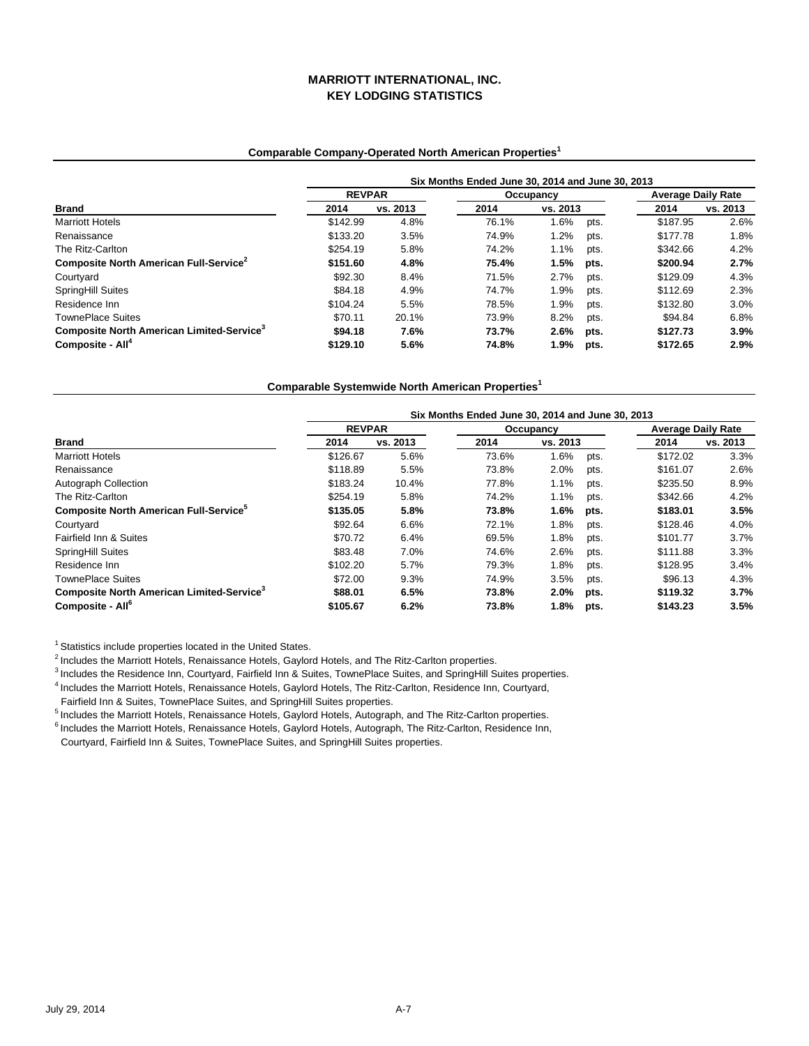# MARRIOTT INTERNATIONAL, INC.
# KEY LODGING STATISTICS

### Comparable Company-Operated North American Properties[1]

| | Six Months Ended June 30, 2014 and June 30, 2013 | | | | | | |
|---|---|---|---|---|---|---|---|
| | REVPAR | | Occupancy | | | Average Daily Rate | |
| **Brand** | **2014** | **vs. 2013** | **2014** | **vs. 2013** | | **2014** | **vs. 2013** |
| Marriott Hotels | $142.99 | 4.8% | 76.1% | 1.6% | pts. | $187.95 | 2.6% |
| Renaissance | $133.20 | 3.5% | 74.9% | 1.2% | pts. | $177.78 | 1.8% |
| The Ritz-Carlton | $254.19 | 5.8% | 74.2% | 1.1% | pts. | $342.66 | 4.2% |
| **Composite North American Full-Service[2]** | **$151.60** | **4.8%** | **75.4%** | **1.5%** | **pts.** | **$200.94** | **2.7%** |
| Courtyard | $92.30 | 8.4% | 71.5% | 2.7% | pts. | $129.09 | 4.3% |
| SpringHill Suites | $84.18 | 4.9% | 74.7% | 1.9% | pts. | $112.69 | 2.3% |
| Residence Inn | $104.24 | 5.5% | 78.5% | 1.9% | pts. | $132.80 | 3.0% |
| TownePlace Suites | $70.11 | 20.1% | 73.9% | 8.2% | pts. | $94.84 | 6.8% |
| **Composite North American Limited-Service[3]** | **$94.18** | **7.6%** | **73.7%** | **2.6%** | **pts.** | **$127.73** | **3.9%** |
| **Composite - All[4]** | **$129.10** | **5.6%** | **74.8%** | **1.9%** | **pts.** | **$172.65** | **2.9%** |

### Comparable Systemwide North American Properties[1]

| | Six Months Ended June 30, 2014 and June 30, 2013 | | | | | | |
|---|---|---|---|---|---|---|---|
| | REVPAR | | Occupancy | | | Average Daily Rate | |
| **Brand** | **2014** | **vs. 2013** | **2014** | **vs. 2013** | | **2014** | **vs. 2013** |
| Marriott Hotels | $126.67 | 5.6% | 73.6% | 1.6% | pts. | $172.02 | 3.3% |
| Renaissance | $118.89 | 5.5% | 73.8% | 2.0% | pts. | $161.07 | 2.6% |
| Autograph Collection | $183.24 | 10.4% | 77.8% | 1.1% | pts. | $235.50 | 8.9% |
| The Ritz-Carlton | $254.19 | 5.8% | 74.2% | 1.1% | pts. | $342.66 | 4.2% |
| **Composite North American Full-Service[5]** | **$135.05** | **5.8%** | **73.8%** | **1.6%** | **pts.** | **$183.01** | **3.5%** |
| Courtyard | $92.64 | 6.6% | 72.1% | 1.8% | pts. | $128.46 | 4.0% |
| Fairfield Inn & Suites | $70.72 | 6.4% | 69.5% | 1.8% | pts. | $101.77 | 3.7% |
| SpringHill Suites | $83.48 | 7.0% | 74.6% | 2.6% | pts. | $111.88 | 3.3% |
| Residence Inn | $102.20 | 5.7% | 79.3% | 1.8% | pts. | $128.95 | 3.4% |
| TownePlace Suites | $72.00 | 9.3% | 74.9% | 3.5% | pts. | $96.13 | 4.3% |
| **Composite North American Limited-Service[3]** | **$88.01** | **6.5%** | **73.8%** | **2.0%** | **pts.** | **$119.32** | **3.7%** |
| **Composite - All[6]** | **$105.67** | **6.2%** | **73.8%** | **1.8%** | **pts.** | **$143.23** | **3.5%** |

[1] Statistics include properties located in the United States.
[2] Includes the Marriott Hotels, Renaissance Hotels, Gaylord Hotels, and The Ritz-Carlton properties.
[3] Includes the Residence Inn, Courtyard, Fairfield Inn & Suites, TownePlace Suites, and SpringHill Suites properties.
[4] Includes the Marriott Hotels, Renaissance Hotels, Gaylord Hotels, The Ritz-Carlton, Residence Inn, Courtyard, Fairfield Inn & Suites, TownePlace Suites, and SpringHill Suites properties.
[5] Includes the Marriott Hotels, Renaissance Hotels, Gaylord Hotels, Autograph, and The Ritz-Carlton properties.
[6] Includes the Marriott Hotels, Renaissance Hotels, Gaylord Hotels, Autograph, The Ritz-Carlton, Residence Inn, Courtyard, Fairfield Inn & Suites, TownePlace Suites, and SpringHill Suites properties.

July 29, 2014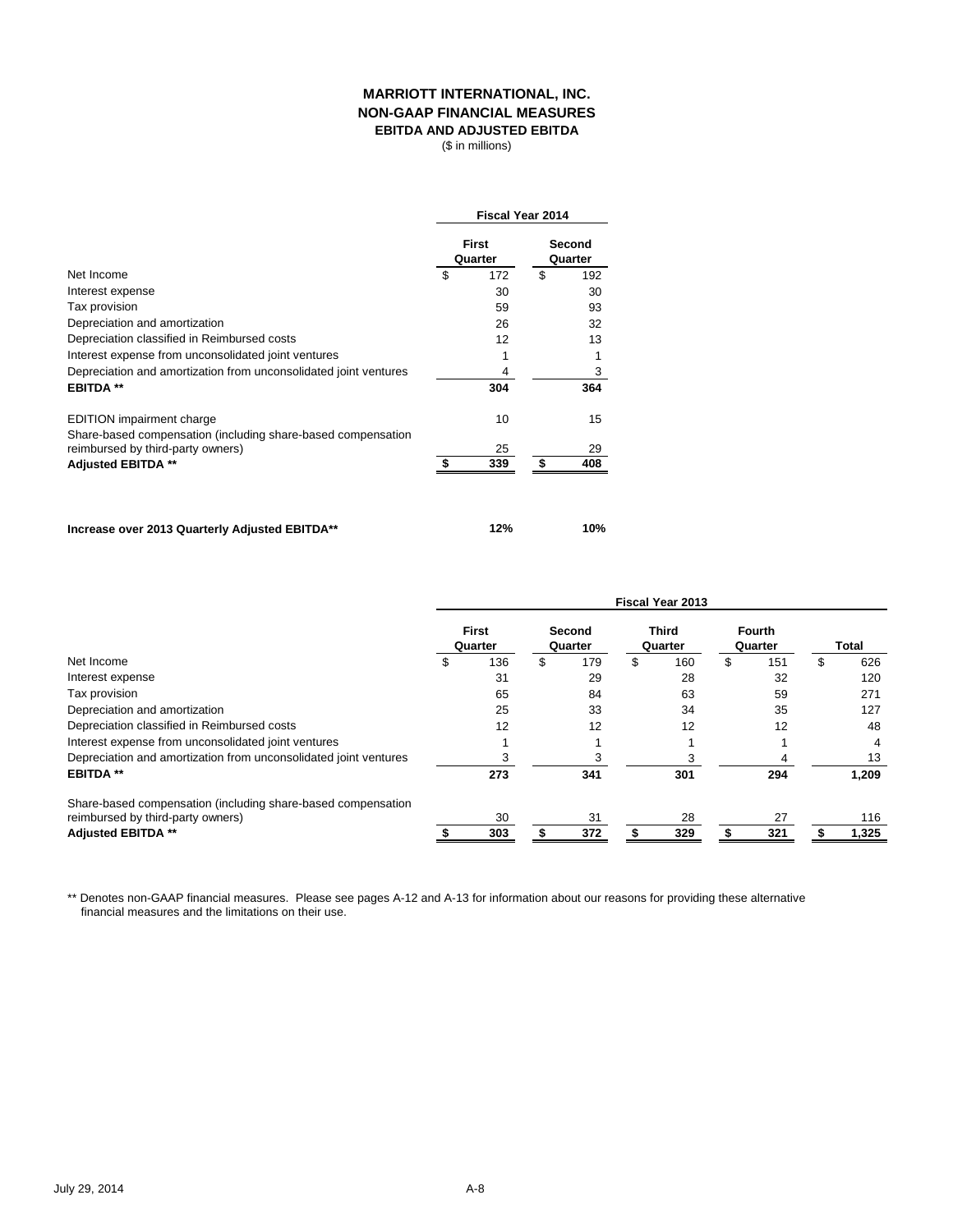# MARRIOTT INTERNATIONAL, INC.
## NON-GAAP FINANCIAL MEASURES
### EBITDA AND ADJUSTED EBITDA
($ in millions)

| | Fiscal Year 2014 | |
|---|---|---|
| | First Quarter | Second Quarter |
| Net Income | $ 172 | $ 192 |
| Interest expense | 30 | 30 |
| Tax provision | 59 | 93 |
| Depreciation and amortization | 26 | 32 |
| Depreciation classified in Reimbursed costs | 12 | 13 |
| Interest expense from unconsolidated joint ventures | 1 | 1 |
| Depreciation and amortization from unconsolidated joint ventures | 4 | 3 |
| **EBITDA \*\*** | **304** | **364** |
| EDITION impairment charge | 10 | 15 |
| Share-based compensation (including share-based compensation reimbursed by third-party owners) | 25 | 29 |
| **Adjusted EBITDA \*\*** | **$ 339** | **$ 408** |
| **Increase over 2013 Quarterly Adjusted EBITDA\*\*** | **12%** | **10%** |

| | Fiscal Year 2013 | | | | |
|---|---|---|---|---|---|
| | First Quarter | Second Quarter | Third Quarter | Fourth Quarter | Total |
| Net Income | $ 136 | $ 179 | $ 160 | $ 151 | $ 626 |
| Interest expense | 31 | 29 | 28 | 32 | 120 |
| Tax provision | 65 | 84 | 63 | 59 | 271 |
| Depreciation and amortization | 25 | 33 | 34 | 35 | 127 |
| Depreciation classified in Reimbursed costs | 12 | 12 | 12 | 12 | 48 |
| Interest expense from unconsolidated joint ventures | 1 | 1 | 1 | 1 | 4 |
| Depreciation and amortization from unconsolidated joint ventures | 3 | 3 | 3 | 4 | 13 |
| **EBITDA \*\*** | **273** | **341** | **301** | **294** | **1,209** |
| Share-based compensation (including share-based compensation reimbursed by third-party owners) | 30 | 31 | 28 | 27 | 116 |
| **Adjusted EBITDA \*\*** | **$ 303** | **$ 372** | **$ 329** | **$ 321** | **$ 1,325** |

** Denotes non-GAAP financial measures. Please see pages A-12 and A-13 for information about our reasons for providing these alternative financial measures and the limitations on their use.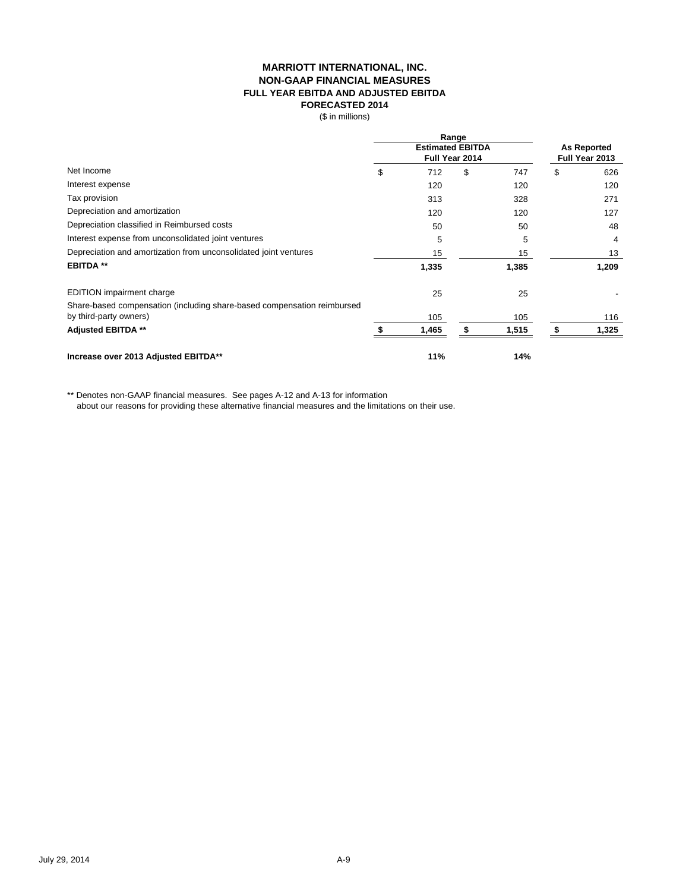# MARRIOTT INTERNATIONAL, INC.
## NON-GAAP FINANCIAL MEASURES
### FULL YEAR EBITDA AND ADJUSTED EBITDA
### FORECASTED 2014

($ in millions)

| | Range | | |
|---|---|---|---|
| | Estimated EBITDA Full Year 2014 | | As Reported Full Year 2013 |
| Net Income | $ 712 | $ 747 | $ 626 |
| Interest expense | 120 | 120 | 120 |
| Tax provision | 313 | 328 | 271 |
| Depreciation and amortization | 120 | 120 | 127 |
| Depreciation classified in Reimbursed costs | 50 | 50 | 48 |
| Interest expense from unconsolidated joint ventures | 5 | 5 | 4 |
| Depreciation and amortization from unconsolidated joint ventures | 15 | 15 | 13 |
| **EBITDA \*\*** | **1,335** | **1,385** | **1,209** |
| EDITION impairment charge | 25 | 25 | - |
| Share-based compensation (including share-based compensation reimbursed by third-party owners) | 105 | 105 | 116 |
| **Adjusted EBITDA \*\*** | **$ 1,465** | **$ 1,515** | **$ 1,325** |
| **Increase over 2013 Adjusted EBITDA\*\*** | **11%** | **14%** | |

** Denotes non-GAAP financial measures. See pages A-12 and A-13 for information about our reasons for providing these alternative financial measures and the limitations on their use.

July 29, 2014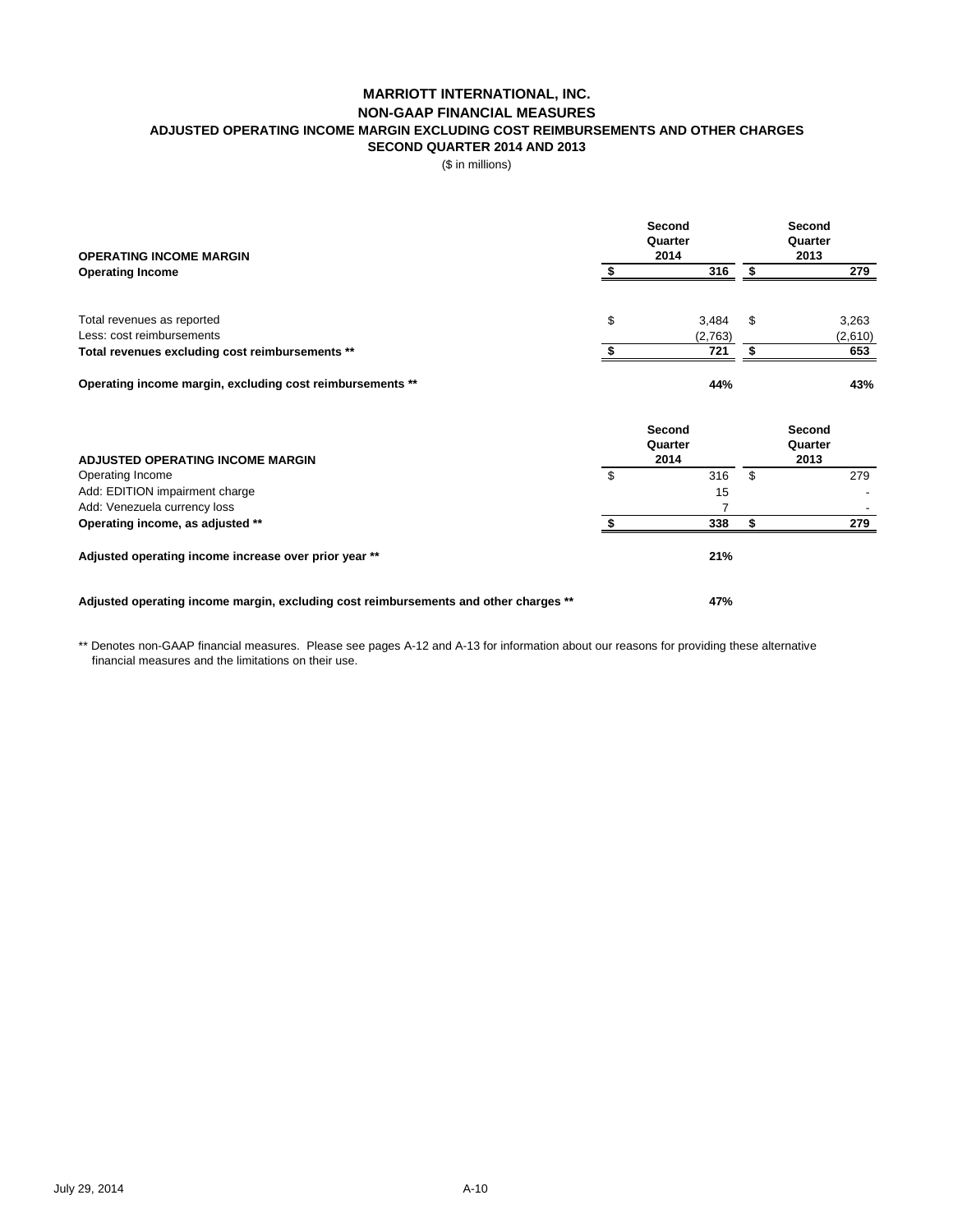# MARRIOTT INTERNATIONAL, INC.
## NON-GAAP FINANCIAL MEASURES
### ADJUSTED OPERATING INCOME MARGIN EXCLUDING COST REIMBURSEMENTS AND OTHER CHARGES
### SECOND QUARTER 2014 AND 2013

($ in millions)

| OPERATING INCOME MARGIN | Second Quarter 2014 | Second Quarter 2013 |
|---|---|---|
| **Operating Income** | **$ 316** | **$ 279** |
| | | |
| Total revenues as reported | $ 3,484 | $ 3,263 |
| Less: cost reimbursements | (2,763) | (2,610) |
| **Total revenues excluding cost reimbursements \*\*** | **$ 721** | **$ 653** |
| | | |
| **Operating income margin, excluding cost reimbursements \*\*** | **44%** | **43%** |

| ADJUSTED OPERATING INCOME MARGIN | Second Quarter 2014 | Second Quarter 2013 |
|---|---|---|
| Operating Income | $ 316 | $ 279 |
| Add: EDITION impairment charge | 15 | - |
| Add: Venezuela currency loss | 7 | - |
| **Operating income, as adjusted \*\*** | **$ 338** | **$ 279** |
| | | |
| **Adjusted operating income increase over prior year \*\*** | **21%** | |
| | | |
| **Adjusted operating income margin, excluding cost reimbursements and other charges \*\*** | **47%** | |

** Denotes non-GAAP financial measures. Please see pages A-12 and A-13 for information about our reasons for providing these alternative financial measures and the limitations on their use.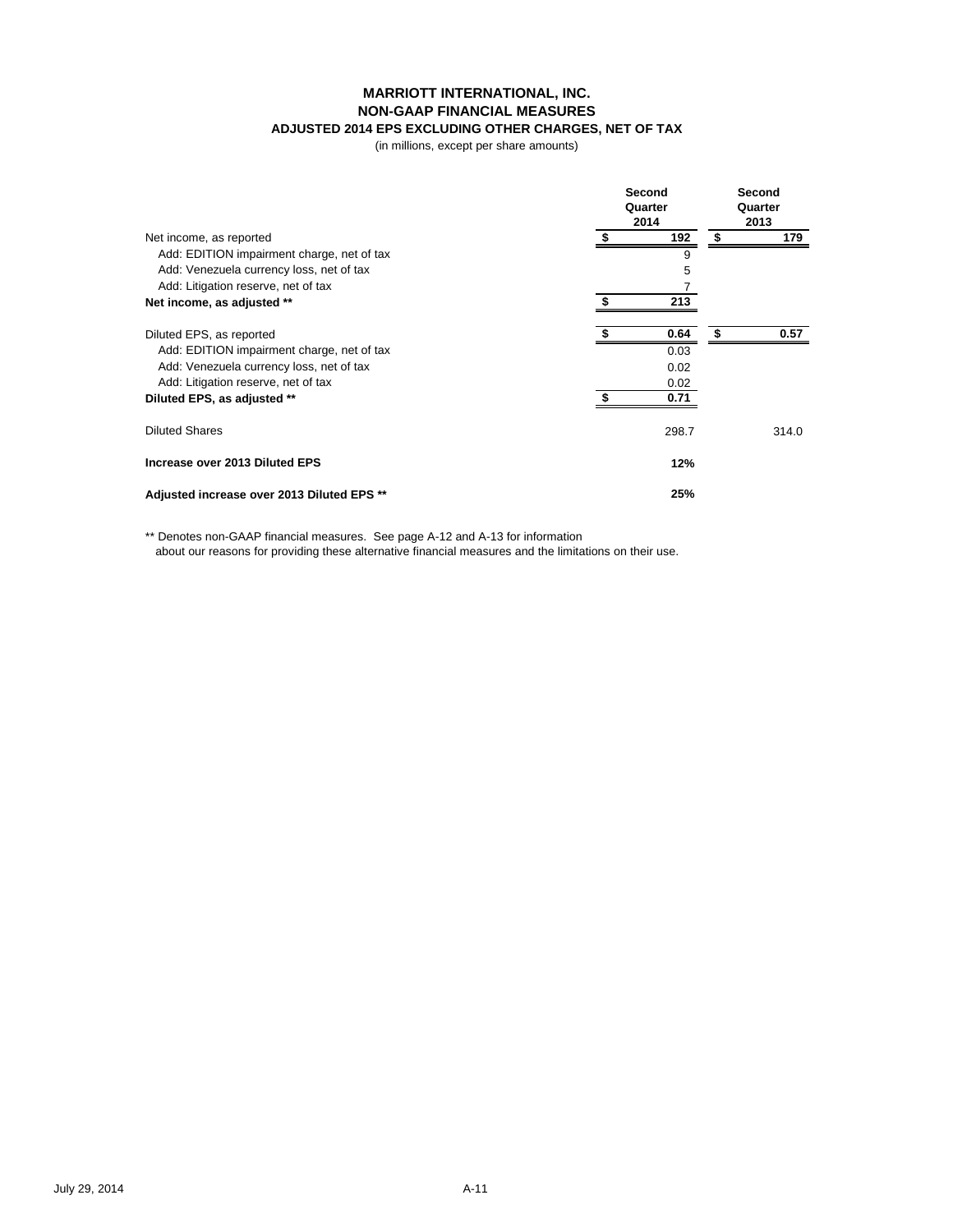**MARRIOTT INTERNATIONAL, INC.**
**NON-GAAP FINANCIAL MEASURES**
**ADJUSTED 2014 EPS EXCLUDING OTHER CHARGES, NET OF TAX**
(in millions, except per share amounts)

| | Second Quarter 2014 | Second Quarter 2013 |
|---|---|---|
| Net income, as reported | $ 192 | $ 179 |
| Add: EDITION impairment charge, net of tax | 9 | |
| Add: Venezuela currency loss, net of tax | 5 | |
| Add: Litigation reserve, net of tax | 7 | |
| **Net income, as adjusted \*\*** | **$ 213** | |
| | | |
| Diluted EPS, as reported | **$ 0.64** | **$ 0.57** |
| Add: EDITION impairment charge, net of tax | 0.03 | |
| Add: Venezuela currency loss, net of tax | 0.02 | |
| Add: Litigation reserve, net of tax | 0.02 | |
| **Diluted EPS, as adjusted \*\*** | **$ 0.71** | |
| | | |
| Diluted Shares | 298.7 | 314.0 |
| | | |
| **Increase over 2013 Diluted EPS** | **12%** | |
| | | |
| **Adjusted increase over 2013 Diluted EPS \*\*** | **25%** | |

** Denotes non-GAAP financial measures. See page A-12 and A-13 for information about our reasons for providing these alternative financial measures and the limitations on their use.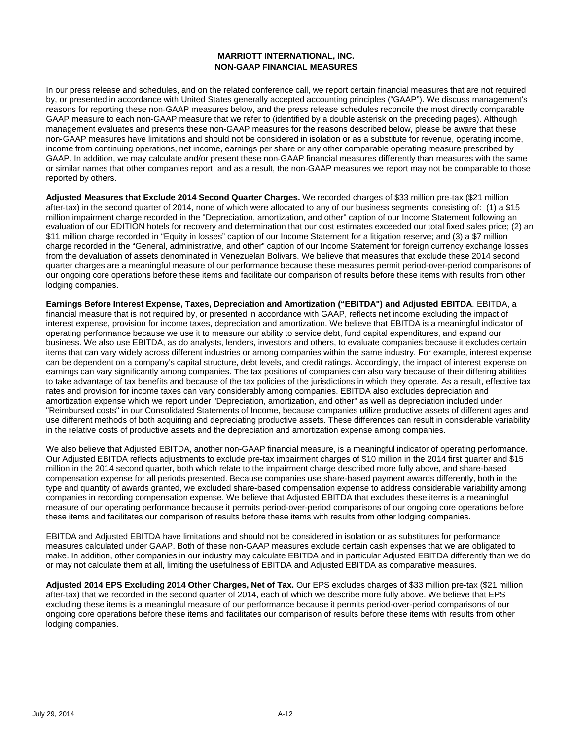# MARRIOTT INTERNATIONAL, INC.
## NON-GAAP FINANCIAL MEASURES

In our press release and schedules, and on the related conference call, we report certain financial measures that are not required by, or presented in accordance with United States generally accepted accounting principles ("GAAP"). We discuss management's reasons for reporting these non-GAAP measures below, and the press release schedules reconcile the most directly comparable GAAP measure to each non-GAAP measure that we refer to (identified by a double asterisk on the preceding pages). Although management evaluates and presents these non-GAAP measures for the reasons described below, please be aware that these non-GAAP measures have limitations and should not be considered in isolation or as a substitute for revenue, operating income, income from continuing operations, net income, earnings per share or any other comparable operating measure prescribed by GAAP. In addition, we may calculate and/or present these non-GAAP financial measures differently than measures with the same or similar names that other companies report, and as a result, the non-GAAP measures we report may not be comparable to those reported by others.

**Adjusted Measures that Exclude 2014 Second Quarter Charges.** We recorded charges of $33 million pre-tax ($21 million after-tax) in the second quarter of 2014, none of which were allocated to any of our business segments, consisting of: (1) a $15 million impairment charge recorded in the "Depreciation, amortization, and other" caption of our Income Statement following an evaluation of our EDITION hotels for recovery and determination that our cost estimates exceeded our total fixed sales price; (2) an $11 million charge recorded in "Equity in losses" caption of our Income Statement for a litigation reserve; and (3) a $7 million charge recorded in the "General, administrative, and other" caption of our Income Statement for foreign currency exchange losses from the devaluation of assets denominated in Venezuelan Bolivars. We believe that measures that exclude these 2014 second quarter charges are a meaningful measure of our performance because these measures permit period-over-period comparisons of our ongoing core operations before these items and facilitate our comparison of results before these items with results from other lodging companies.

**Earnings Before Interest Expense, Taxes, Depreciation and Amortization ("EBITDA") and Adjusted EBITDA**. EBITDA, a financial measure that is not required by, or presented in accordance with GAAP, reflects net income excluding the impact of interest expense, provision for income taxes, depreciation and amortization. We believe that EBITDA is a meaningful indicator of operating performance because we use it to measure our ability to service debt, fund capital expenditures, and expand our business. We also use EBITDA, as do analysts, lenders, investors and others, to evaluate companies because it excludes certain items that can vary widely across different industries or among companies within the same industry. For example, interest expense can be dependent on a company's capital structure, debt levels, and credit ratings. Accordingly, the impact of interest expense on earnings can vary significantly among companies. The tax positions of companies can also vary because of their differing abilities to take advantage of tax benefits and because of the tax policies of the jurisdictions in which they operate. As a result, effective tax rates and provision for income taxes can vary considerably among companies. EBITDA also excludes depreciation and amortization expense which we report under "Depreciation, amortization, and other" as well as depreciation included under "Reimbursed costs" in our Consolidated Statements of Income, because companies utilize productive assets of different ages and use different methods of both acquiring and depreciating productive assets. These differences can result in considerable variability in the relative costs of productive assets and the depreciation and amortization expense among companies.

We also believe that Adjusted EBITDA, another non-GAAP financial measure, is a meaningful indicator of operating performance. Our Adjusted EBITDA reflects adjustments to exclude pre-tax impairment charges of $10 million in the 2014 first quarter and $15 million in the 2014 second quarter, both which relate to the impairment charge described more fully above, and share-based compensation expense for all periods presented. Because companies use share-based payment awards differently, both in the type and quantity of awards granted, we excluded share-based compensation expense to address considerable variability among companies in recording compensation expense. We believe that Adjusted EBITDA that excludes these items is a meaningful measure of our operating performance because it permits period-over-period comparisons of our ongoing core operations before these items and facilitates our comparison of results before these items with results from other lodging companies.

EBITDA and Adjusted EBITDA have limitations and should not be considered in isolation or as substitutes for performance measures calculated under GAAP. Both of these non-GAAP measures exclude certain cash expenses that we are obligated to make. In addition, other companies in our industry may calculate EBITDA and in particular Adjusted EBITDA differently than we do or may not calculate them at all, limiting the usefulness of EBITDA and Adjusted EBITDA as comparative measures.

**Adjusted 2014 EPS Excluding 2014 Other Charges, Net of Tax.** Our EPS excludes charges of $33 million pre-tax ($21 million after-tax) that we recorded in the second quarter of 2014, each of which we describe more fully above. We believe that EPS excluding these items is a meaningful measure of our performance because it permits period-over-period comparisons of our ongoing core operations before these items and facilitates our comparison of results before these items with results from other lodging companies.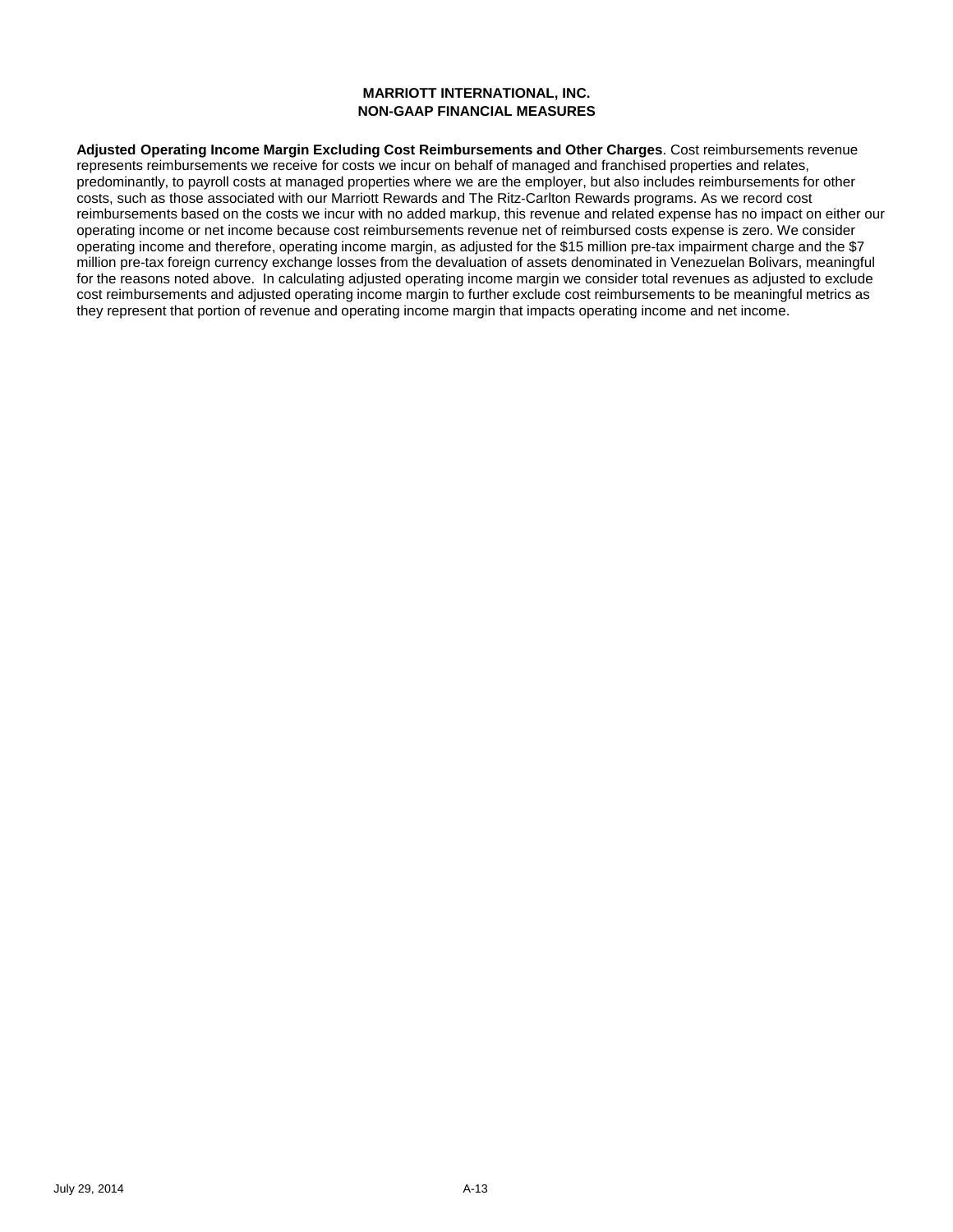**MARRIOTT INTERNATIONAL, INC.**
**NON-GAAP FINANCIAL MEASURES**

**Adjusted Operating Income Margin Excluding Cost Reimbursements and Other Charges**. Cost reimbursements revenue represents reimbursements we receive for costs we incur on behalf of managed and franchised properties and relates, predominantly, to payroll costs at managed properties where we are the employer, but also includes reimbursements for other costs, such as those associated with our Marriott Rewards and The Ritz-Carlton Rewards programs. As we record cost reimbursements based on the costs we incur with no added markup, this revenue and related expense has no impact on either our operating income or net income because cost reimbursements revenue net of reimbursed costs expense is zero. We consider operating income and therefore, operating income margin, as adjusted for the $15 million pre-tax impairment charge and the $7 million pre-tax foreign currency exchange losses from the devaluation of assets denominated in Venezuelan Bolivars, meaningful for the reasons noted above. In calculating adjusted operating income margin we consider total revenues as adjusted to exclude cost reimbursements and adjusted operating income margin to further exclude cost reimbursements to be meaningful metrics as they represent that portion of revenue and operating income margin that impacts operating income and net income.